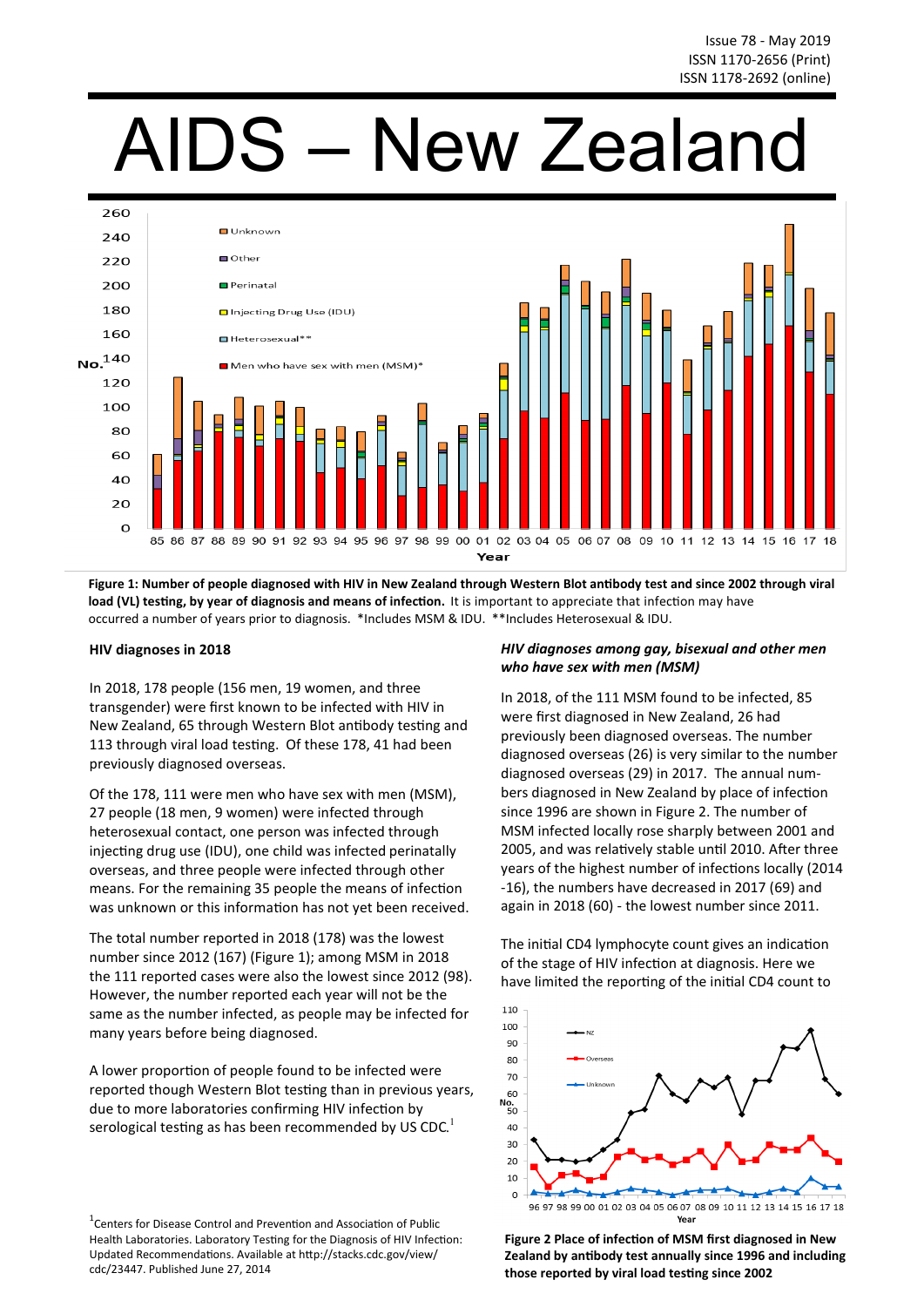Issue 78 - May 2019
ISSN 1170-2656 (Print)
ISSN 1178-2692 (online)

# AIDS – New Zealand

**Figure 1: Number of people diagnosed with HIV in New Zealand through Western Blot antibody test and since 2002 through viral load (VL) testing, by year of diagnosis and means of infection.** It is important to appreciate that infection may have occurred a number of years prior to diagnosis. *Includes MSM & IDU. **Includes Heterosexual & IDU.

## HIV diagnoses in 2018

In 2018, 178 people (156 men, 19 women, and three transgender) were first known to be infected with HIV in New Zealand, 65 through Western Blot antibody testing and 113 through viral load testing. Of these 178, 41 had been previously diagnosed overseas.

Of the 178, 111 were men who have sex with men (MSM), 27 people (18 men, 9 women) were infected through heterosexual contact, one person was infected through injecting drug use (IDU), one child was infected perinatally overseas, and three people were infected through other means. For the remaining 35 people the means of infection was unknown or this information has not yet been received.

The total number reported in 2018 (178) was the lowest number since 2012 (167) (Figure 1); among MSM in 2018 the 111 reported cases were also the lowest since 2012 (98). However, the number reported each year will not be the same as the number infected, as people may be infected for many years before being diagnosed.

A lower proportion of people found to be infected were reported though Western Blot testing than in previous years, due to more laboratories confirming HIV infection by serological testing as has been recommended by US CDC.[1]

### *HIV diagnoses among gay, bisexual and other men who have sex with men (MSM)*

In 2018, of the 111 MSM found to be infected, 85 were first diagnosed in New Zealand, 26 had previously been diagnosed overseas. The number diagnosed overseas (26) is very similar to the number diagnosed overseas (29) in 2017. The annual numbers diagnosed in New Zealand by place of infection since 1996 are shown in Figure 2. The number of MSM infected locally rose sharply between 2001 and 2005, and was relatively stable until 2010. After three years of the highest number of infections locally (2014-16), the numbers have decreased in 2017 (69) and again in 2018 (60) - the lowest number since 2011.

The initial CD4 lymphocyte count gives an indication of the stage of HIV infection at diagnosis. Here we have limited the reporting of the initial CD4 count to

**Figure 2 Place of infection of MSM first diagnosed in New Zealand by antibody test annually since 1996 and including those reported by viral load testing since 2002**

[1]Centers for Disease Control and Prevention and Association of Public Health Laboratories. Laboratory Testing for the Diagnosis of HIV Infection: Updated Recommendations. Available at http://stacks.cdc.gov/view/cdc/23447. Published June 27, 2014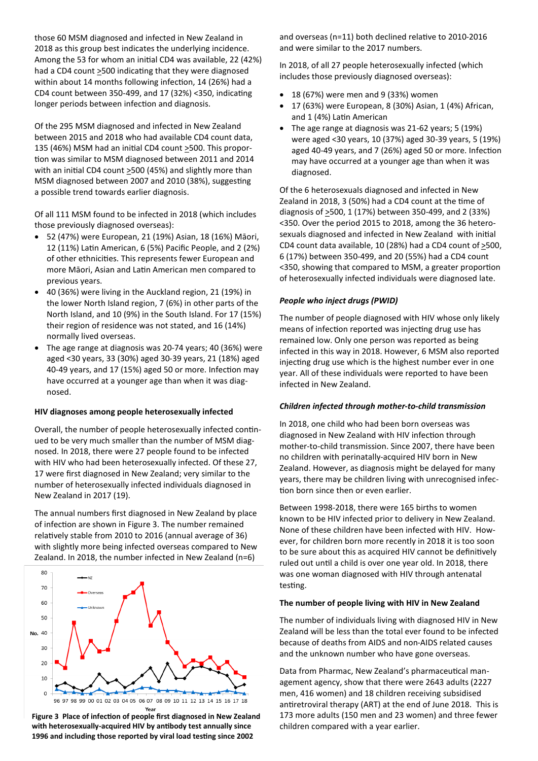those 60 MSM diagnosed and infected in New Zealand in 2018 as this group best indicates the underlying incidence. Among the 53 for whom an initial CD4 was available, 22 (42%) had a CD4 count ≥500 indicating that they were diagnosed within about 14 months following infection, 14 (26%) had a CD4 count between 350-499, and 17 (32%) <350, indicating longer periods between infection and diagnosis.

Of the 295 MSM diagnosed and infected in New Zealand between 2015 and 2018 who had available CD4 count data, 135 (46%) MSM had an initial CD4 count ≥500. This proportion was similar to MSM diagnosed between 2011 and 2014 with an initial CD4 count ≥500 (45%) and slightly more than MSM diagnosed between 2007 and 2010 (38%), suggesting a possible trend towards earlier diagnosis.

Of all 111 MSM found to be infected in 2018 (which includes those previously diagnosed overseas):

- 52 (47%) were European, 21 (19%) Asian, 18 (16%) Māori, 12 (11%) Latin American, 6 (5%) Pacific People, and 2 (2%) of other ethnicities. This represents fewer European and more Māori, Asian and Latin American men compared to previous years.
- 40 (36%) were living in the Auckland region, 21 (19%) in the lower North Island region, 7 (6%) in other parts of the North Island, and 10 (9%) in the South Island. For 17 (15%) their region of residence was not stated, and 16 (14%) normally lived overseas.
- The age range at diagnosis was 20-74 years; 40 (36%) were aged <30 years, 33 (30%) aged 30-39 years, 21 (18%) aged 40-49 years, and 17 (15%) aged 50 or more. Infection may have occurred at a younger age than when it was diagnosed.

### HIV diagnoses among people heterosexually infected

Overall, the number of people heterosexually infected continued to be very much smaller than the number of MSM diagnosed. In 2018, there were 27 people found to be infected with HIV who had been heterosexually infected. Of these 27, 17 were first diagnosed in New Zealand; very similar to the number of heterosexually infected individuals diagnosed in New Zealand in 2017 (19).

The annual numbers first diagnosed in New Zealand by place of infection are shown in Figure 3. The number remained relatively stable from 2010 to 2016 (annual average of 36) with slightly more being infected overseas compared to New Zealand. In 2018, the number infected in New Zealand (n=6) and overseas (n=11) both declined relative to 2010-2016 and were similar to the 2017 numbers.

**Figure 3 Place of infection of people first diagnosed in New Zealand with heterosexually-acquired HIV by antibody test annually since 1996 and including those reported by viral load testing since 2002**

In 2018, of all 27 people heterosexually infected (which includes those previously diagnosed overseas):

- 18 (67%) were men and 9 (33%) women
- 17 (63%) were European, 8 (30%) Asian, 1 (4%) African, and 1 (4%) Latin American
- The age range at diagnosis was 21-62 years; 5 (19%) were aged <30 years, 10 (37%) aged 30-39 years, 5 (19%) aged 40-49 years, and 7 (26%) aged 50 or more. Infection may have occurred at a younger age than when it was diagnosed.

Of the 6 heterosexuals diagnosed and infected in New Zealand in 2018, 3 (50%) had a CD4 count at the time of diagnosis of ≥500, 1 (17%) between 350-499, and 2 (33%) <350. Over the period 2015 to 2018, among the 36 heterosexuals diagnosed and infected in New Zealand with initial CD4 count data available, 10 (28%) had a CD4 count of ≥500, 6 (17%) between 350-499, and 20 (55%) had a CD4 count <350, showing that compared to MSM, a greater proportion of heterosexually infected individuals were diagnosed late.

### *People who inject drugs (PWID)*

The number of people diagnosed with HIV whose only likely means of infection reported was injecting drug use has remained low. Only one person was reported as being infected in this way in 2018. However, 6 MSM also reported injecting drug use which is the highest number ever in one year. All of these individuals were reported to have been infected in New Zealand.

### *Children infected through mother-to-child transmission*

In 2018, one child who had been born overseas was diagnosed in New Zealand with HIV infection through mother-to-child transmission. Since 2007, there have been no children with perinatally-acquired HIV born in New Zealand. However, as diagnosis might be delayed for many years, there may be children living with unrecognised infection born since then or even earlier.

Between 1998-2018, there were 165 births to women known to be HIV infected prior to delivery in New Zealand. None of these children have been infected with HIV. However, for children born more recently in 2018 it is too soon to be sure about this as acquired HIV cannot be definitively ruled out until a child is over one year old. In 2018, there was one woman diagnosed with HIV through antenatal testing.

### The number of people living with HIV in New Zealand

The number of individuals living with diagnosed HIV in New Zealand will be less than the total ever found to be infected because of deaths from AIDS and non-AIDS related causes and the unknown number who have gone overseas.

Data from Pharmac, New Zealand's pharmaceutical management agency, show that there were 2643 adults (2227 men, 416 women) and 18 children receiving subsidised antiretroviral therapy (ART) at the end of June 2018. This is 173 more adults (150 men and 23 women) and three fewer children compared with a year earlier.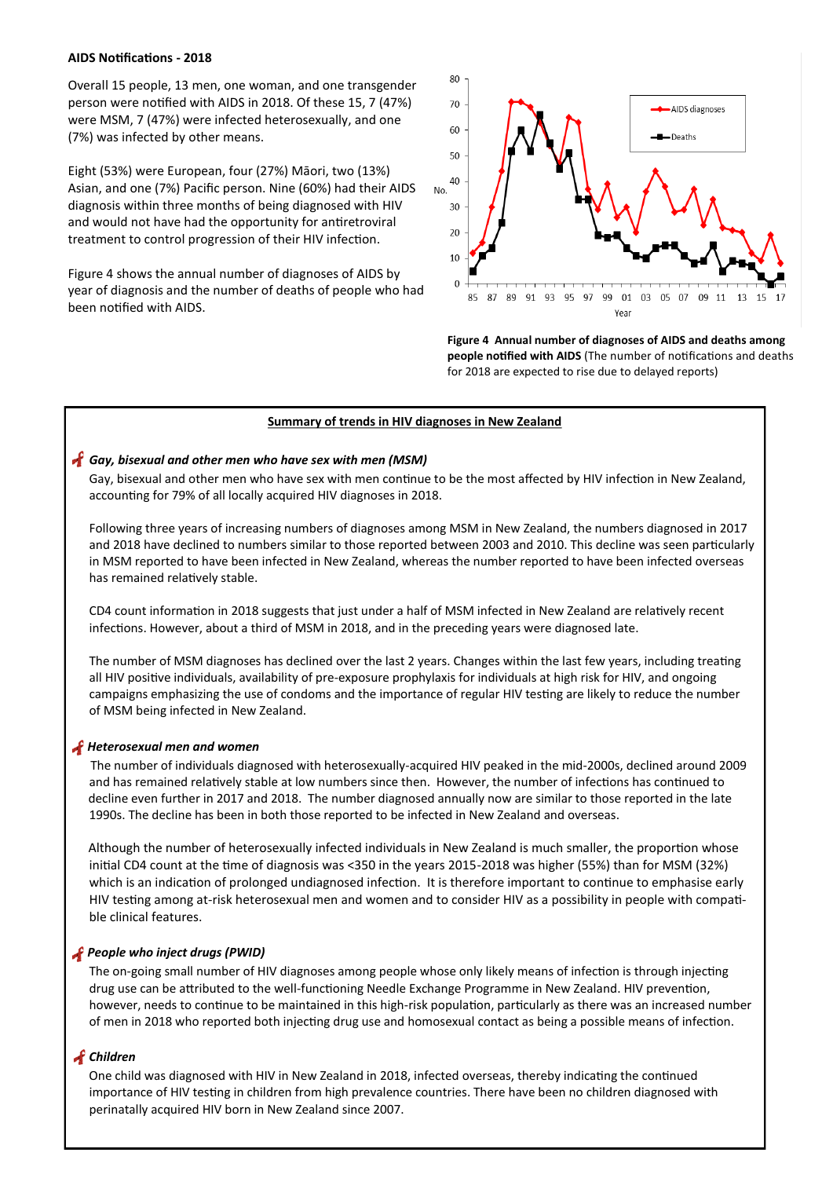**AIDS Notifications - 2018**

Overall 15 people, 13 men, one woman, and one transgender person were notified with AIDS in 2018. Of these 15, 7 (47%) were MSM, 7 (47%) were infected heterosexually, and one (7%) was infected by other means.

Eight (53%) were European, four (27%) Māori, two (13%) Asian, and one (7%) Pacific person. Nine (60%) had their AIDS diagnosis within three months of being diagnosed with HIV and would not have had the opportunity for antiretroviral treatment to control progression of their HIV infection.

Figure 4 shows the annual number of diagnoses of AIDS by year of diagnosis and the number of deaths of people who had been notified with AIDS.

**Figure 4 Annual number of diagnoses of AIDS and deaths among people notified with AIDS** (The number of notifications and deaths for 2018 are expected to rise due to delayed reports)

## Summary of trends in HIV diagnoses in New Zealand

### *Gay, bisexual and other men who have sex with men (MSM)*

Gay, bisexual and other men who have sex with men continue to be the most affected by HIV infection in New Zealand, accounting for 79% of all locally acquired HIV diagnoses in 2018.

Following three years of increasing numbers of diagnoses among MSM in New Zealand, the numbers diagnosed in 2017 and 2018 have declined to numbers similar to those reported between 2003 and 2010. This decline was seen particularly in MSM reported to have been infected in New Zealand, whereas the number reported to have been infected overseas has remained relatively stable.

CD4 count information in 2018 suggests that just under a half of MSM infected in New Zealand are relatively recent infections. However, about a third of MSM in 2018, and in the preceding years were diagnosed late.

The number of MSM diagnoses has declined over the last 2 years. Changes within the last few years, including treating all HIV positive individuals, availability of pre-exposure prophylaxis for individuals at high risk for HIV, and ongoing campaigns emphasizing the use of condoms and the importance of regular HIV testing are likely to reduce the number of MSM being infected in New Zealand.

### *Heterosexual men and women*

The number of individuals diagnosed with heterosexually-acquired HIV peaked in the mid-2000s, declined around 2009 and has remained relatively stable at low numbers since then. However, the number of infections has continued to decline even further in 2017 and 2018. The number diagnosed annually now are similar to those reported in the late 1990s. The decline has been in both those reported to be infected in New Zealand and overseas.

Although the number of heterosexually infected individuals in New Zealand is much smaller, the proportion whose initial CD4 count at the time of diagnosis was <350 in the years 2015-2018 was higher (55%) than for MSM (32%) which is an indication of prolonged undiagnosed infection. It is therefore important to continue to emphasise early HIV testing among at-risk heterosexual men and women and to consider HIV as a possibility in people with compatible clinical features.

### *People who inject drugs (PWID)*

The on-going small number of HIV diagnoses among people whose only likely means of infection is through injecting drug use can be attributed to the well-functioning Needle Exchange Programme in New Zealand. HIV prevention, however, needs to continue to be maintained in this high-risk population, particularly as there was an increased number of men in 2018 who reported both injecting drug use and homosexual contact as being a possible means of infection.

### *Children*

One child was diagnosed with HIV in New Zealand in 2018, infected overseas, thereby indicating the continued importance of HIV testing in children from high prevalence countries. There have been no children diagnosed with perinatally acquired HIV born in New Zealand since 2007.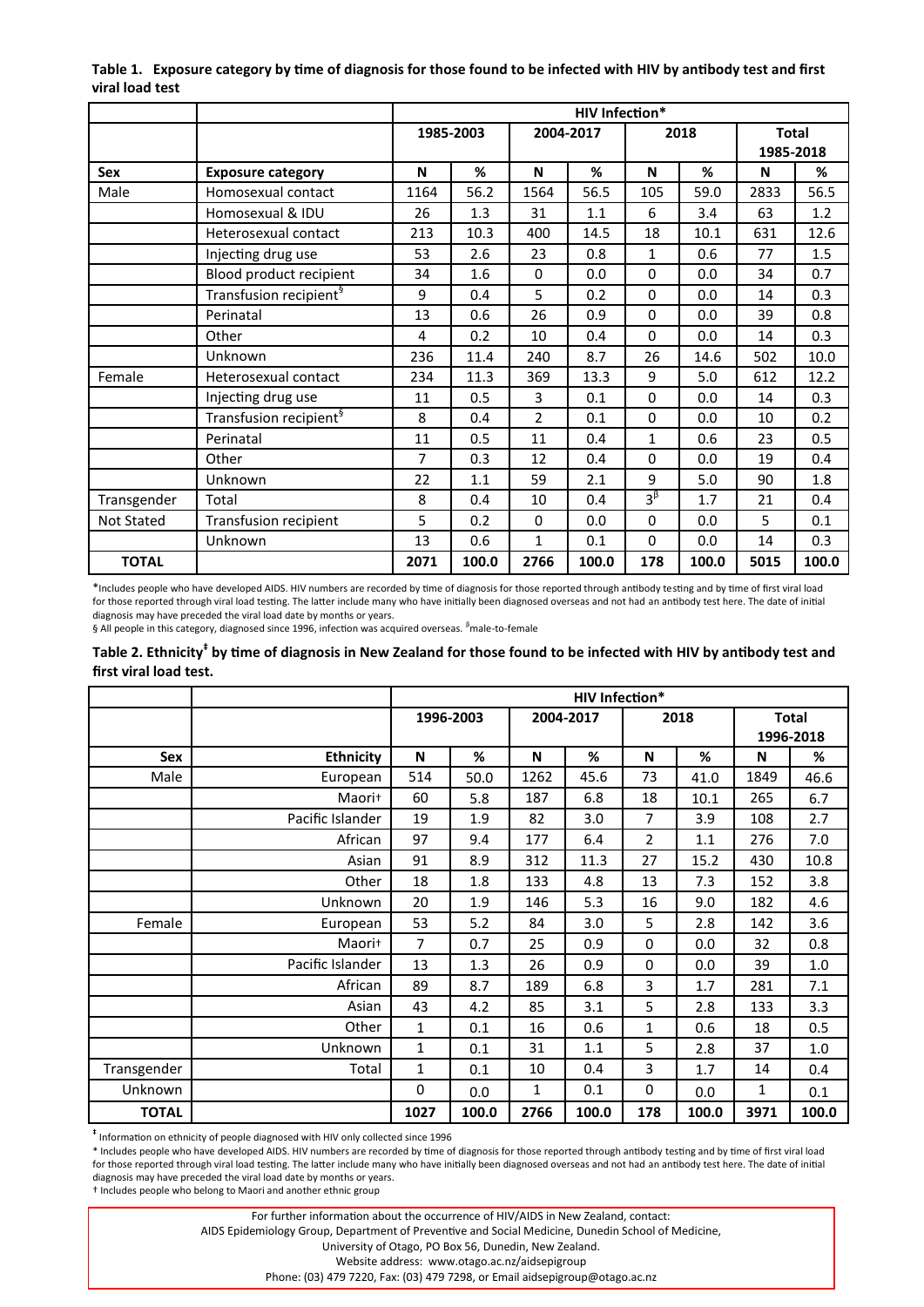**Table 1. Exposure category by time of diagnosis for those found to be infected with HIV by antibody test and first viral load test**

| | | HIV Infection* | | | | | | | |
|---|---|---|---|---|---|---|---|---|---|
| | | 1985-2003 | | 2004-2017 | | 2018 | | Total 1985-2018 | |
| **Sex** | **Exposure category** | **N** | **%** | **N** | **%** | **N** | **%** | **N** | **%** |
| Male | Homosexual contact | 1164 | 56.2 | 1564 | 56.5 | 105 | 59.0 | 2833 | 56.5 |
| | Homosexual & IDU | 26 | 1.3 | 31 | 1.1 | 6 | 3.4 | 63 | 1.2 |
| | Heterosexual contact | 213 | 10.3 | 400 | 14.5 | 18 | 10.1 | 631 | 12.6 |
| | Injecting drug use | 53 | 2.6 | 23 | 0.8 | 1 | 0.6 | 77 | 1.5 |
| | Blood product recipient | 34 | 1.6 | 0 | 0.0 | 0 | 0.0 | 34 | 0.7 |
| | Transfusion recipient§ | 9 | 0.4 | 5 | 0.2 | 0 | 0.0 | 14 | 0.3 |
| | Perinatal | 13 | 0.6 | 26 | 0.9 | 0 | 0.0 | 39 | 0.8 |
| | Other | 4 | 0.2 | 10 | 0.4 | 0 | 0.0 | 14 | 0.3 |
| | Unknown | 236 | 11.4 | 240 | 8.7 | 26 | 14.6 | 502 | 10.0 |
| Female | Heterosexual contact | 234 | 11.3 | 369 | 13.3 | 9 | 5.0 | 612 | 12.2 |
| | Injecting drug use | 11 | 0.5 | 3 | 0.1 | 0 | 0.0 | 14 | 0.3 |
| | Transfusion recipient§ | 8 | 0.4 | 2 | 0.1 | 0 | 0.0 | 10 | 0.2 |
| | Perinatal | 11 | 0.5 | 11 | 0.4 | 1 | 0.6 | 23 | 0.5 |
| | Other | 7 | 0.3 | 12 | 0.4 | 0 | 0.0 | 19 | 0.4 |
| | Unknown | 22 | 1.1 | 59 | 2.1 | 9 | 5.0 | 90 | 1.8 |
| Transgender | Total | 8 | 0.4 | 10 | 0.4 | 3[β] | 1.7 | 21 | 0.4 |
| Not Stated | Transfusion recipient | 5 | 0.2 | 0 | 0.0 | 0 | 0.0 | 5 | 0.1 |
| | Unknown | 13 | 0.6 | 1 | 0.1 | 0 | 0.0 | 14 | 0.3 |
| **TOTAL** | | **2071** | **100.0** | **2766** | **100.0** | **178** | **100.0** | **5015** | **100.0** |

*Includes people who have developed AIDS. HIV numbers are recorded by time of diagnosis for those reported through antibody testing and by time of first viral load for those reported through viral load testing. The latter include many who have initially been diagnosed overseas and not had an antibody test here. The date of initial diagnosis may have preceded the viral load date by months or years.

§ All people in this category, diagnosed since 1996, infection was acquired overseas. [β]male-to-female

**Table 2. Ethnicity[‡] by time of diagnosis in New Zealand for those found to be infected with HIV by antibody test and first viral load test.**

| | | HIV Infection* | | | | | | | |
|---|---|---|---|---|---|---|---|---|---|
| | | 1996-2003 | | 2004-2017 | | 2018 | | Total 1996-2018 | |
| **Sex** | **Ethnicity** | **N** | **%** | **N** | **%** | **N** | **%** | **N** | **%** |
| Male | European | 514 | 50.0 | 1262 | 45.6 | 73 | 41.0 | 1849 | 46.6 |
| | Maori† | 60 | 5.8 | 187 | 6.8 | 18 | 10.1 | 265 | 6.7 |
| | Pacific Islander | 19 | 1.9 | 82 | 3.0 | 7 | 3.9 | 108 | 2.7 |
| | African | 97 | 9.4 | 177 | 6.4 | 2 | 1.1 | 276 | 7.0 |
| | Asian | 91 | 8.9 | 312 | 11.3 | 27 | 15.2 | 430 | 10.8 |
| | Other | 18 | 1.8 | 133 | 4.8 | 13 | 7.3 | 152 | 3.8 |
| | Unknown | 20 | 1.9 | 146 | 5.3 | 16 | 9.0 | 182 | 4.6 |
| Female | European | 53 | 5.2 | 84 | 3.0 | 5 | 2.8 | 142 | 3.6 |
| | Maori† | 7 | 0.7 | 25 | 0.9 | 0 | 0.0 | 32 | 0.8 |
| | Pacific Islander | 13 | 1.3 | 26 | 0.9 | 0 | 0.0 | 39 | 1.0 |
| | African | 89 | 8.7 | 189 | 6.8 | 3 | 1.7 | 281 | 7.1 |
| | Asian | 43 | 4.2 | 85 | 3.1 | 5 | 2.8 | 133 | 3.3 |
| | Other | 1 | 0.1 | 16 | 0.6 | 1 | 0.6 | 18 | 0.5 |
| | Unknown | 1 | 0.1 | 31 | 1.1 | 5 | 2.8 | 37 | 1.0 |
| Transgender | Total | 1 | 0.1 | 10 | 0.4 | 3 | 1.7 | 14 | 0.4 |
| Unknown | | 0 | 0.0 | 1 | 0.1 | 0 | 0.0 | 1 | 0.1 |
| **TOTAL** | | **1027** | **100.0** | **2766** | **100.0** | **178** | **100.0** | **3971** | **100.0** |

‡ Information on ethnicity of people diagnosed with HIV only collected since 1996

\* Includes people who have developed AIDS. HIV numbers are recorded by time of diagnosis for those reported through antibody testing and by time of first viral load for those reported through viral load testing. The latter include many who have initially been diagnosed overseas and not had an antibody test here. The date of initial diagnosis may have preceded the viral load date by months or years.

† Includes people who belong to Maori and another ethnic group

For further information about the occurrence of HIV/AIDS in New Zealand, contact:
AIDS Epidemiology Group, Department of Preventive and Social Medicine, Dunedin School of Medicine,
University of Otago, PO Box 56, Dunedin, New Zealand.
Website address: www.otago.ac.nz/aidsepigroup
Phone: (03) 479 7220, Fax: (03) 479 7298, or Email aidsepigroup@otago.ac.nz